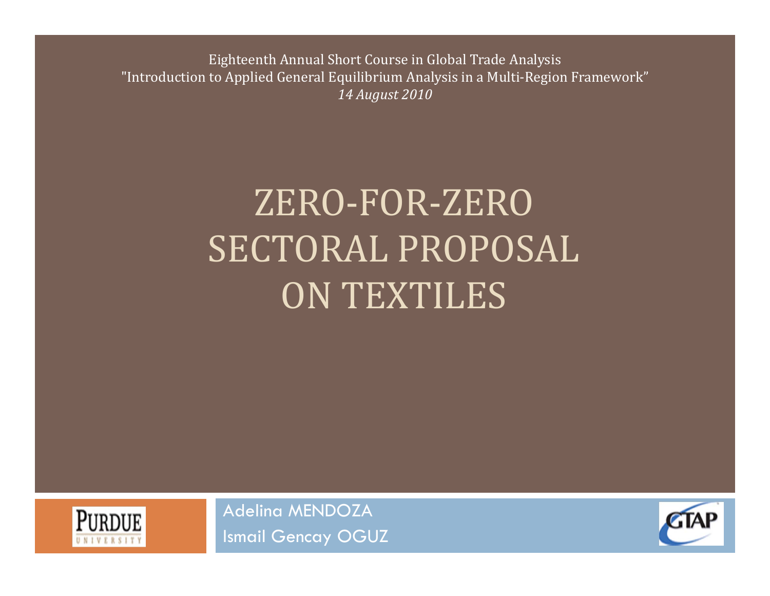Eighteenth Annual Short Course in Global Trade Analysis
"Introduction to Applied General Equilibrium Analysis in a Multi-Region Framework"
*14 August 2010*

# ZERO-FOR-ZERO SECTORAL PROPOSAL ON TEXTILES

Adelina MENDOZA
Ismail Gencay OGUZ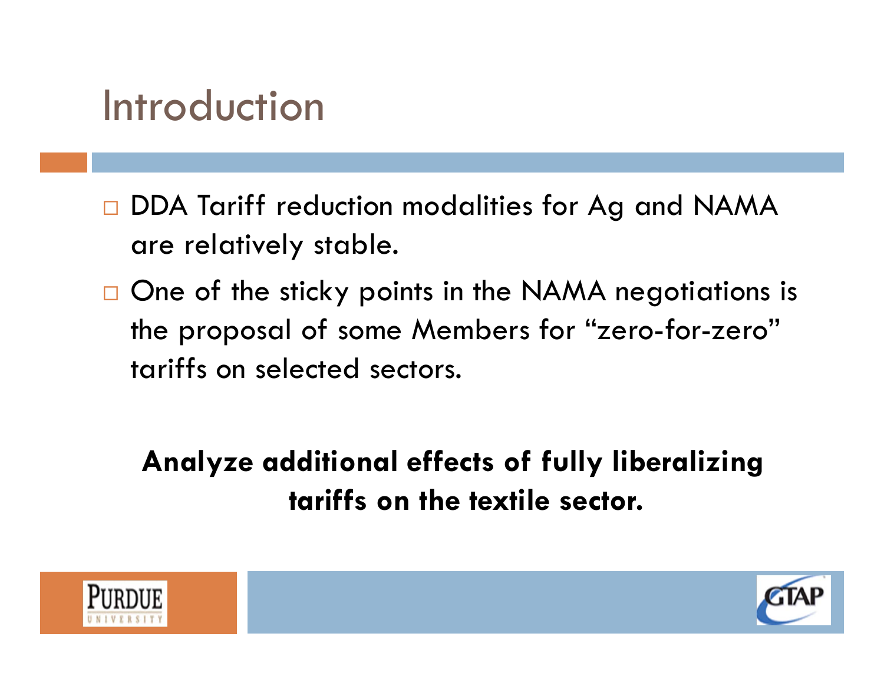# Introduction

- DDA Tariff reduction modalities for Ag and NAMA are relatively stable.
- One of the sticky points in the NAMA negotiations is the proposal of some Members for "zero-for-zero" tariffs on selected sectors.

**Analyze additional effects of fully liberalizing tariffs on the textile sector.**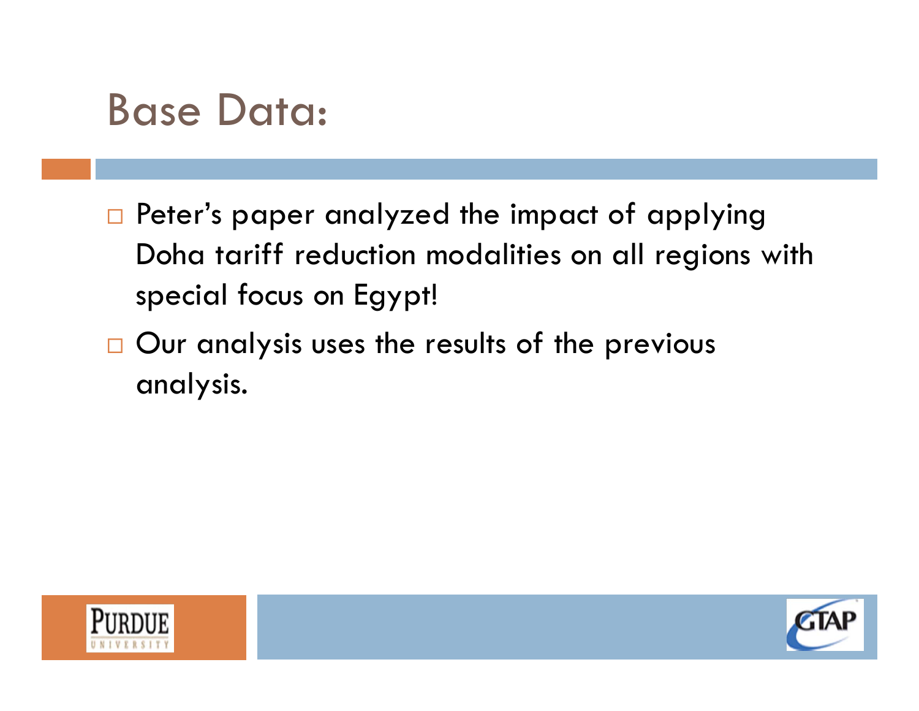# Base Data:

- Peter's paper analyzed the impact of applying Doha tariff reduction modalities on all regions with special focus on Egypt!
- Our analysis uses the results of the previous analysis.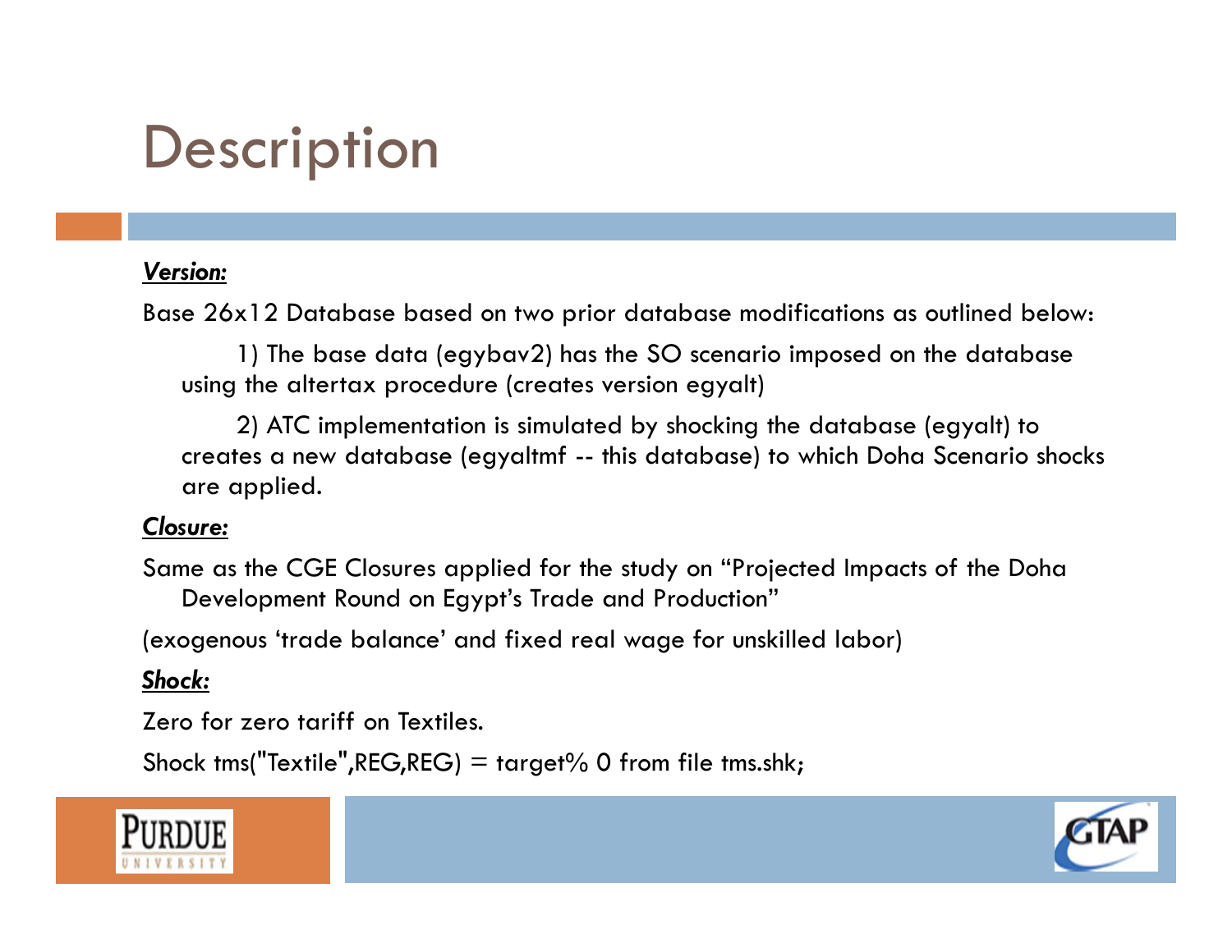# Description

***Version:***

Base 26x12 Database based on two prior database modifications as outlined below:

1) The base data (egybav2) has the SO scenario imposed on the database using the altertax procedure (creates version egyalt)

2) ATC implementation is simulated by shocking the database (egyalt) to creates a new database (egyaltmf -- this database) to which Doha Scenario shocks are applied.

***Closure:***

Same as the CGE Closures applied for the study on "Projected Impacts of the Doha Development Round on Egypt's Trade and Production"

(exogenous 'trade balance' and fixed real wage for unskilled labor)

***Shock:***

Zero for zero tariff on Textiles.

Shock tms("Textile",REG,REG) = target% 0 from file tms.shk;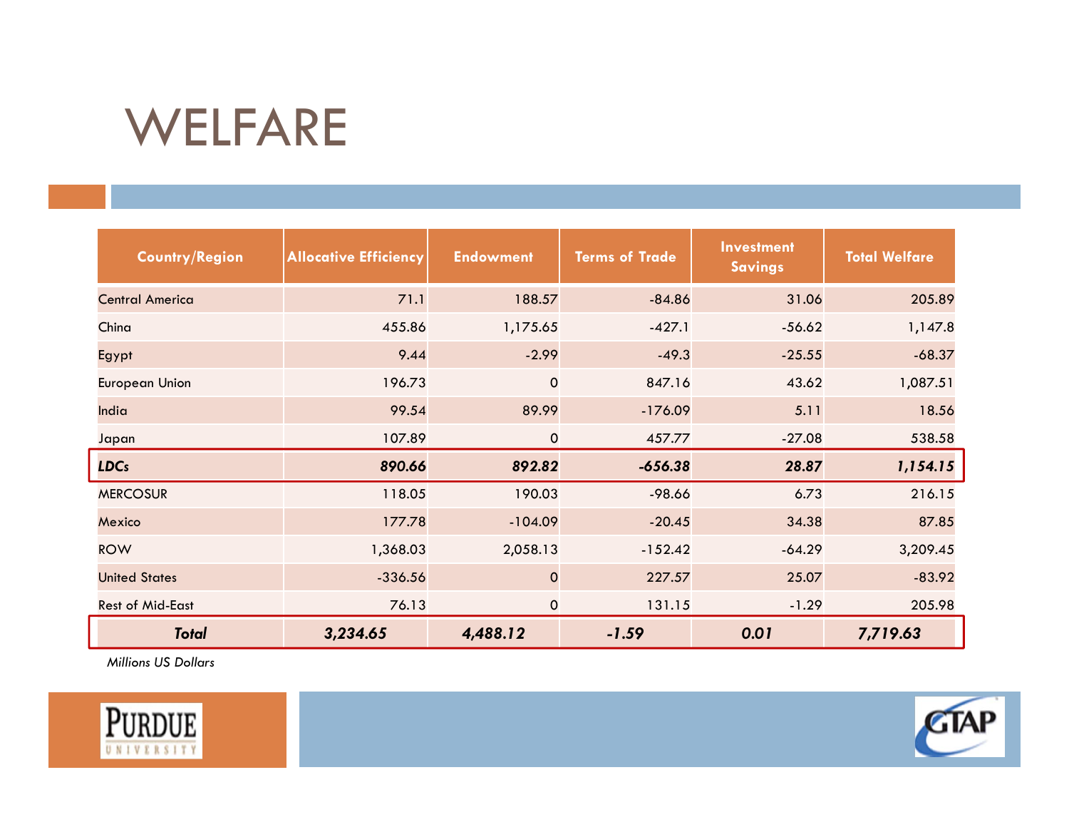# WELFARE

| Country/Region | Allocative Efficiency | Endowment | Terms of Trade | Investment Savings | Total Welfare |
|---|---|---|---|---|---|
| Central America | 71.1 | 188.57 | -84.86 | 31.06 | 205.89 |
| China | 455.86 | 1,175.65 | -427.1 | -56.62 | 1,147.8 |
| Egypt | 9.44 | -2.99 | -49.3 | -25.55 | -68.37 |
| European Union | 196.73 | 0 | 847.16 | 43.62 | 1,087.51 |
| India | 99.54 | 89.99 | -176.09 | 5.11 | 18.56 |
| Japan | 107.89 | 0 | 457.77 | -27.08 | 538.58 |
| ***LDCs*** | ***890.66*** | ***892.82*** | ***-656.38*** | ***28.87*** | ***1,154.15*** |
| MERCOSUR | 118.05 | 190.03 | -98.66 | 6.73 | 216.15 |
| Mexico | 177.78 | -104.09 | -20.45 | 34.38 | 87.85 |
| ROW | 1,368.03 | 2,058.13 | -152.42 | -64.29 | 3,209.45 |
| United States | -336.56 | 0 | 227.57 | 25.07 | -83.92 |
| Rest of Mid-East | 76.13 | 0 | 131.15 | -1.29 | 205.98 |
| ***Total*** | ***3,234.65*** | ***4,488.12*** | ***-1.59*** | ***0.01*** | ***7,719.63*** |

*Millions US Dollars*

PURDUE UNIVERSITY

GTAP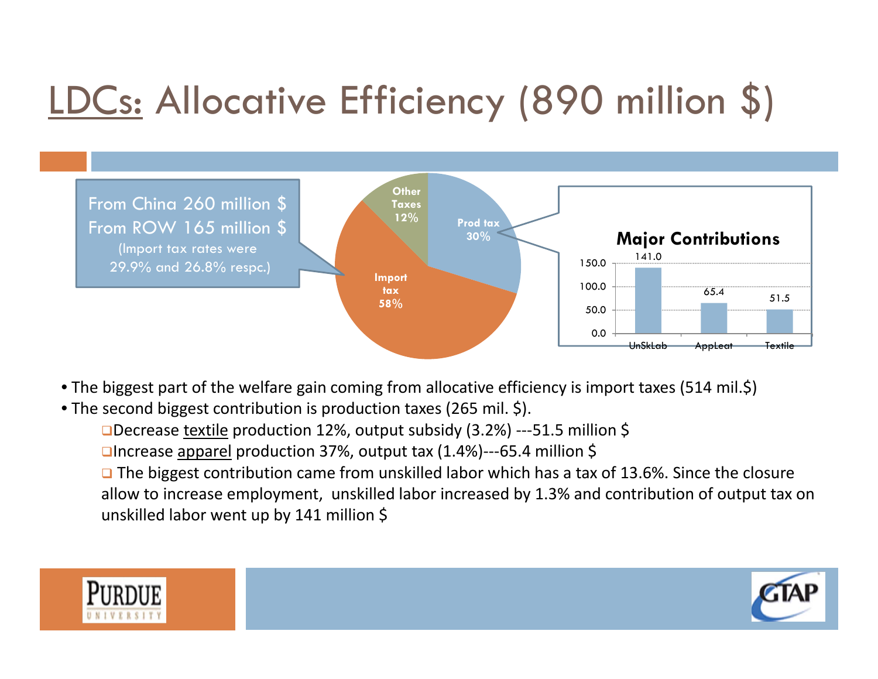# LDCs: Allocative Efficiency (890 million $)

From China 260 million $
From ROW 165 million $
(Import tax rates were 29.9% and 26.8% respc.)

| Component | Share |
|---|---|
| Import tax | 58% |
| Prod tax | 30% |
| Other Taxes | 12% |

**Major Contributions**

| UnSkLab | AppLeat | Textile |
|---|---|---|
| 141.0 | 65.4 | 51.5 |

- The biggest part of the welfare gain coming from allocative efficiency is import taxes (514 mil.$)
- The second biggest contribution is production taxes (265 mil. $).
  - Decrease textile production 12%, output subsidy (3.2%) ---51.5 million $
  - Increase apparel production 37%, output tax (1.4%)---65.4 million $
  - The biggest contribution came from unskilled labor which has a tax of 13.6%. Since the closure allow to increase employment, unskilled labor increased by 1.3% and contribution of output tax on unskilled labor went up by 141 million $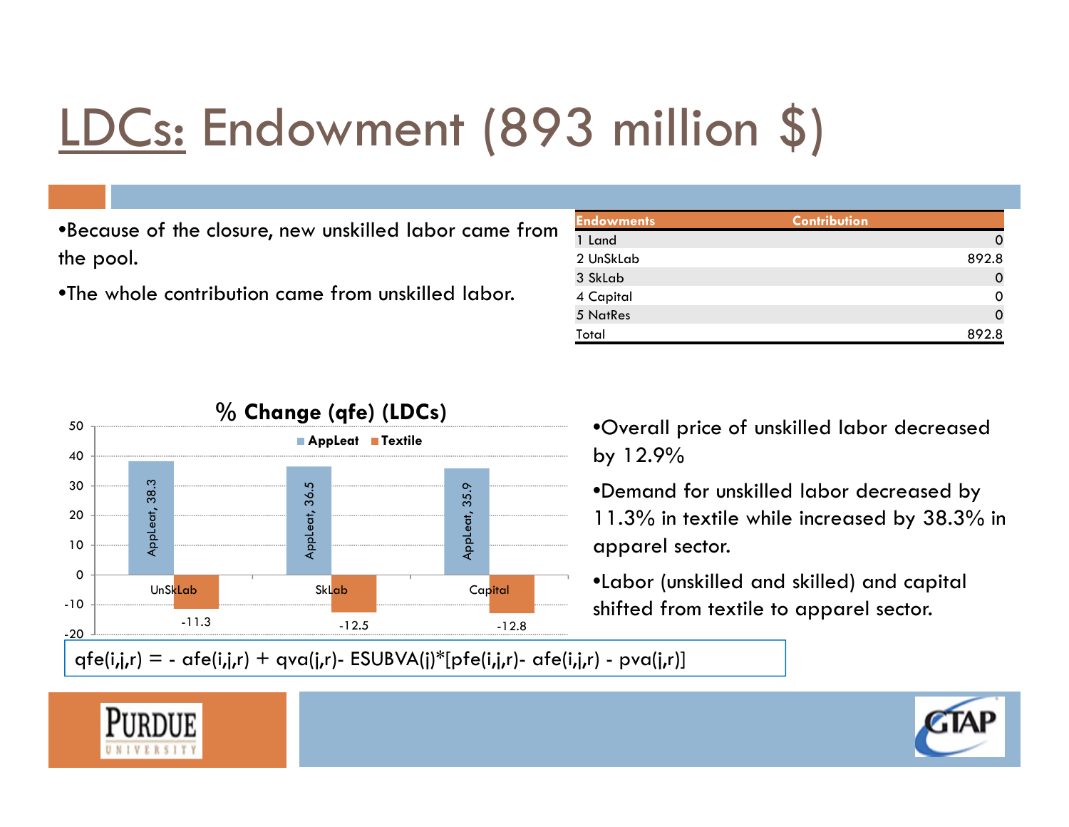# LDCs: Endowment (893 million $)

- Because of the closure, new unskilled labor came from the pool.
- The whole contribution came from unskilled labor.

| Endowments | Contribution |
|---|---|
| 1 Land | 0 |
| 2 UnSkLab | 892.8 |
| 3 SkLab | 0 |
| 4 Capital | 0 |
| 5 NatRes | 0 |
| Total | 892.8 |

**% Change (qfe) (LDCs)**

| | AppLeat | Textile |
|---|---|---|
| UnSkLab | 38.3 | -11.3 |
| SkLab | 36.5 | -12.5 |
| Capital | 35.9 | -12.8 |

- Overall price of unskilled labor decreased by 12.9%
- Demand for unskilled labor decreased by 11.3% in textile while increased by 38.3% in apparel sector.
- Labor (unskilled and skilled) and capital shifted from textile to apparel sector.

qfe(i,j,r) = - afe(i,j,r) + qva(j,r)- ESUBVA(j)*[pfe(i,j,r)- afe(i,j,r) - pva(j,r)]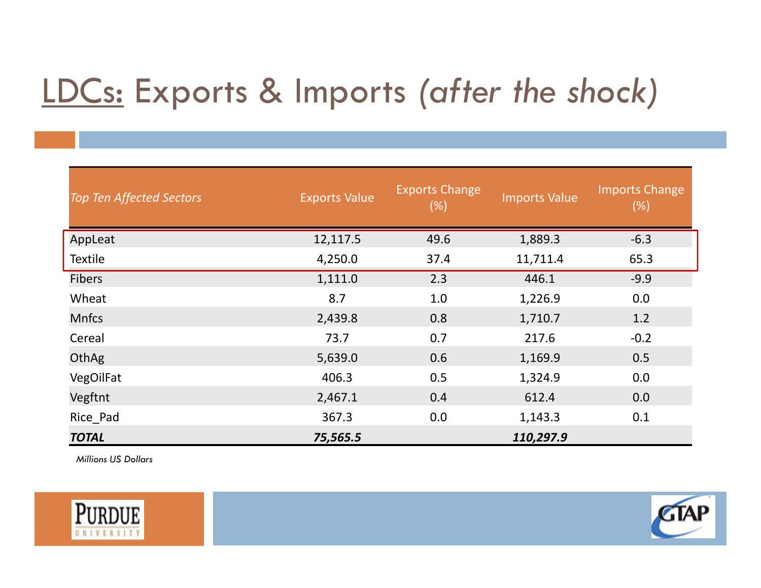# LDCs: Exports & Imports *(after the shock)*

| *Top Ten Affected Sectors* | Exports Value | Exports Change (%) | Imports Value | Imports Change (%) |
|---|---|---|---|---|
| AppLeat | 12,117.5 | 49.6 | 1,889.3 | -6.3 |
| Textile | 4,250.0 | 37.4 | 11,711.4 | 65.3 |
| Fibers | 1,111.0 | 2.3 | 446.1 | -9.9 |
| Wheat | 8.7 | 1.0 | 1,226.9 | 0.0 |
| Mnfcs | 2,439.8 | 0.8 | 1,710.7 | 1.2 |
| Cereal | 73.7 | 0.7 | 217.6 | -0.2 |
| OthAg | 5,639.0 | 0.6 | 1,169.9 | 0.5 |
| VegOilFat | 406.3 | 0.5 | 1,324.9 | 0.0 |
| Vegftnt | 2,467.1 | 0.4 | 612.4 | 0.0 |
| Rice_Pad | 367.3 | 0.0 | 1,143.3 | 0.1 |
| ***TOTAL*** | ***75,565.5*** | | ***110,297.9*** | |

*Millions US Dollars*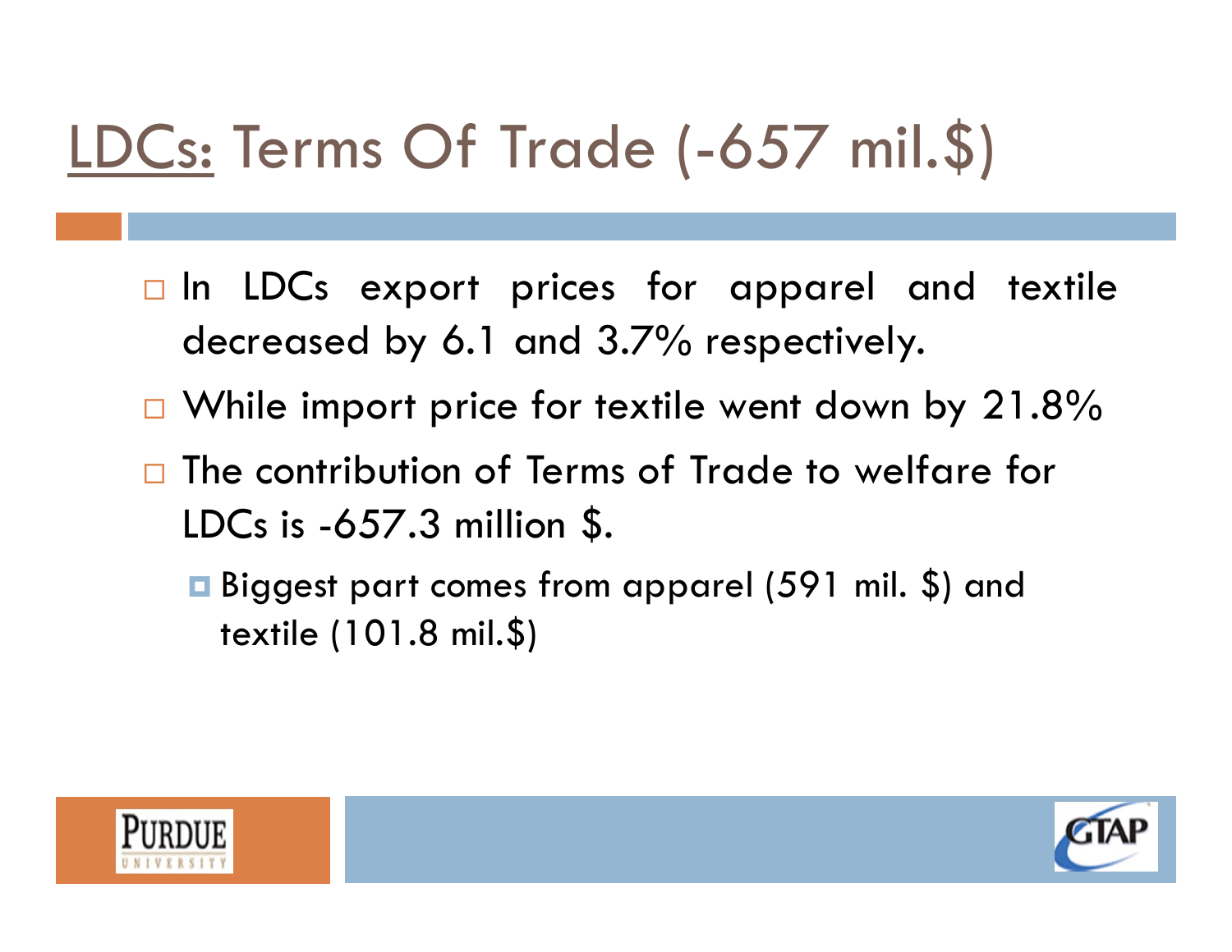# LDCs: Terms Of Trade (-657 mil.$)

- In LDCs export prices for apparel and textile decreased by 6.1 and 3.7% respectively.
- While import price for textile went down by 21.8%
- The contribution of Terms of Trade to welfare for LDCs is -657.3 million $.
  - Biggest part comes from apparel (591 mil. $) and textile (101.8 mil.$)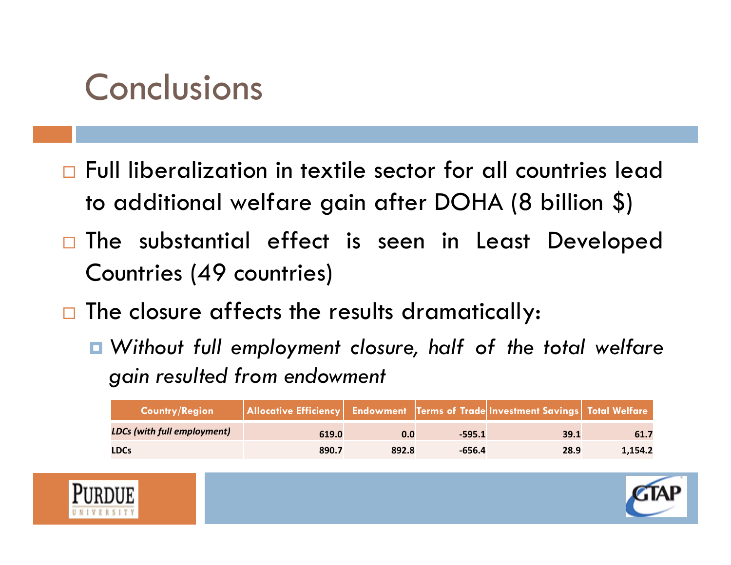# Conclusions

- Full liberalization in textile sector for all countries lead to additional welfare gain after DOHA (8 billion $)
- The substantial effect is seen in Least Developed Countries (49 countries)
- The closure affects the results dramatically:
  - *Without full employment closure, half of the total welfare gain resulted from endowment*

| Country/Region | Allocative Efficiency | Endowment | Terms of Trade | Investment Savings | Total Welfare |
|---|---|---|---|---|---|
| *LDCs (with full employment)* | 619.0 | 0.0 | -595.1 | 39.1 | 61.7 |
| LDCs | 890.7 | 892.8 | -656.4 | 28.9 | 1,154.2 |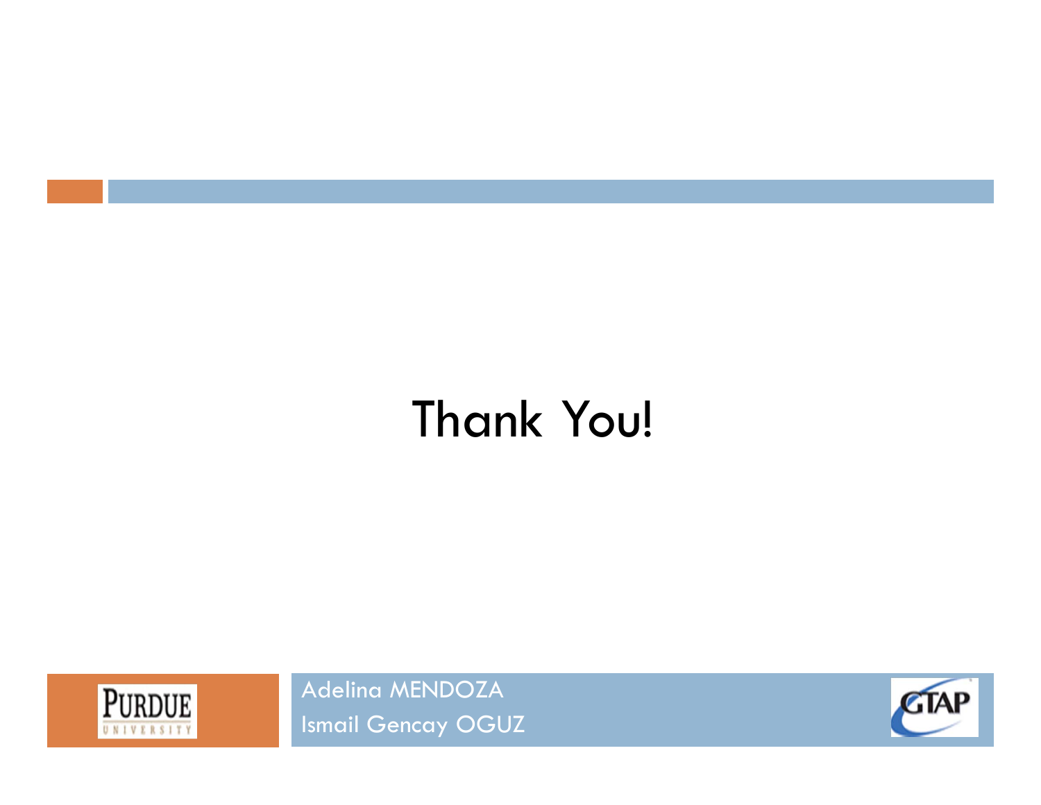# Thank You!

Adelina MENDOZA
Ismail Gencay OGUZ